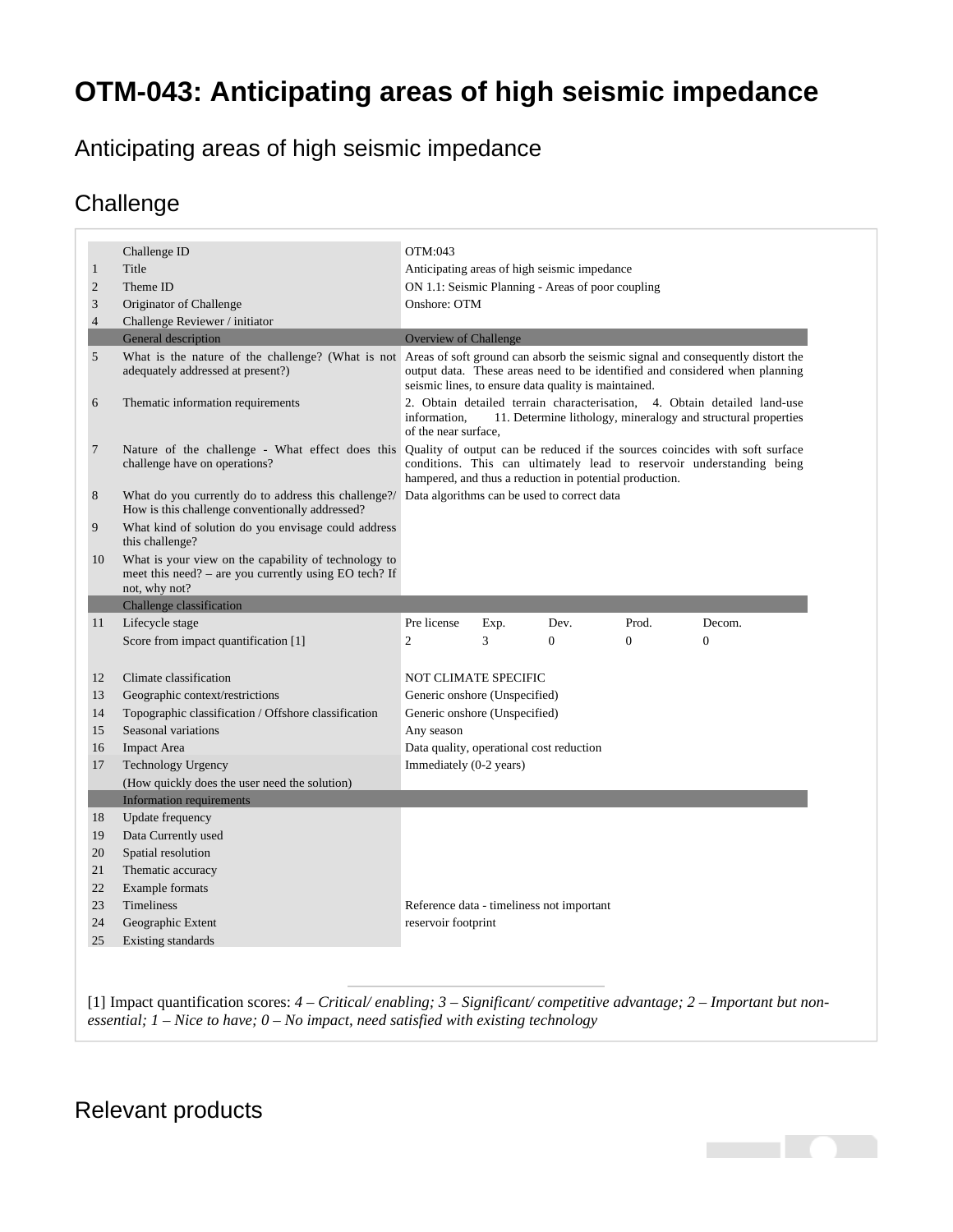// Headings -> markdown headings; gray-shaded table -> markdown table (number | field | value, plus lifecycle columns)

# OTM-043: Anticipating areas of high seismic impedance

## Anticipating areas of high seismic impedance

## Challenge

| | | | | | | |
|---|---|---|---|---|---|---|
| | Challenge ID | OTM:043 | | | | |
| 1 | Title | Anticipating areas of high seismic impedance | | | | |
| 2 | Theme ID | ON 1.1: Seismic Planning - Areas of poor coupling | | | | |
| 3 | Originator of Challenge | Onshore: OTM | | | | |
| 4 | Challenge Reviewer / initiator | | | | | |
| | **General description** | **Overview of Challenge** | | | | |
| 5 | What is the nature of the challenge? (What is not adequately addressed at present?) | Areas of soft ground can absorb the seismic signal and consequently distort the output data. These areas need to be identified and considered when planning seismic lines, to ensure data quality is maintained. | | | | |
| 6 | Thematic information requirements | 2. Obtain detailed terrain characterisation, 4. Obtain detailed land-use information, 11. Determine lithology, mineralogy and structural properties of the near surface, | | | | |
| 7 | Nature of the challenge - What effect does this challenge have on operations? | Quality of output can be reduced if the sources coincides with soft surface conditions. This can ultimately lead to reservoir understanding being hampered, and thus a reduction in potential production. | | | | |
| 8 | What do you currently do to address this challenge?/ How is this challenge conventionally addressed? | Data algorithms can be used to correct data | | | | |
| 9 | What kind of solution do you envisage could address this challenge? | | | | | |
| 10 | What is your view on the capability of technology to meet this need? – are you currently using EO tech? If not, why not? | | | | | |
| | **Challenge classification** | | | | | |
| 11 | Lifecycle stage | Pre license | Exp. | Dev. | Prod. | Decom. |
| | Score from impact quantification [1] | 2 | 3 | 0 | 0 | 0 |
| 12 | Climate classification | NOT CLIMATE SPECIFIC | | | | |
| 13 | Geographic context/restrictions | Generic onshore (Unspecified) | | | | |
| 14 | Topographic classification / Offshore classification | Generic onshore (Unspecified) | | | | |
| 15 | Seasonal variations | Any season | | | | |
| 16 | Impact Area | Data quality, operational cost reduction | | | | |
| 17 | Technology Urgency (How quickly does the user need the solution) | Immediately (0-2 years) | | | | |
| | **Information requirements** | | | | | |
| 18 | Update frequency | | | | | |
| 19 | Data Currently used | | | | | |
| 20 | Spatial resolution | | | | | |
| 21 | Thematic accuracy | | | | | |
| 22 | Example formats | | | | | |
| 23 | Timeliness | Reference data - timeliness not important | | | | |
| 24 | Geographic Extent | reservoir footprint | | | | |
| 25 | Existing standards | | | | | |

[1] Impact quantification scores: *4 – Critical/ enabling; 3 – Significant/ competitive advantage; 2 – Important but non-essential; 1 – Nice to have; 0 – No impact, need satisfied with existing technology*

## Relevant products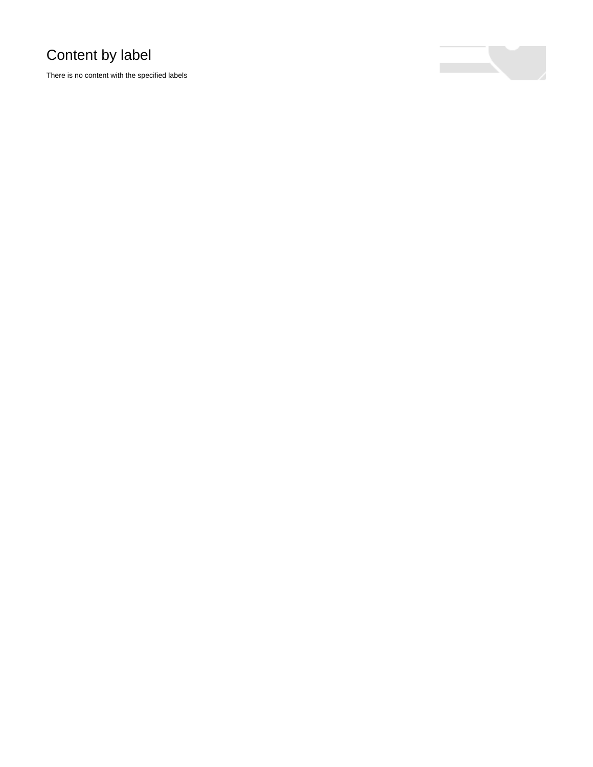## Content by label

There is no content with the specified labels